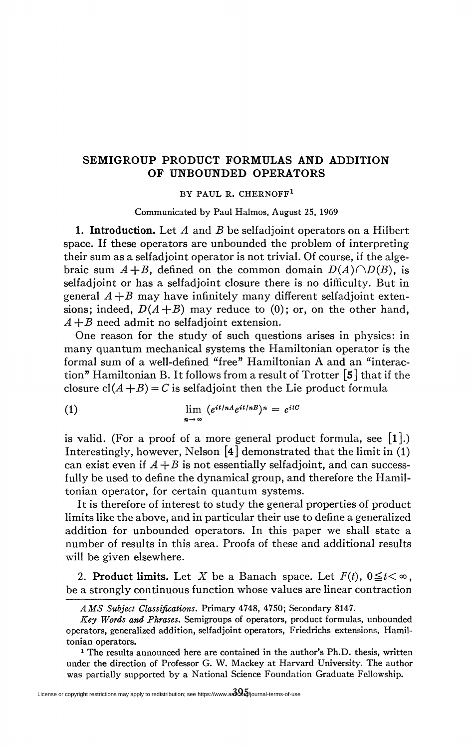# SEMIGROUP PRODUCT FORMULAS AND ADDITION OF UNBOUNDED OPERATORS

BY PAUL R. CHERNOFF[1]

Communicated by Paul Halmos, August 25, 1969

**1. Introduction.** Let $A$ and $B$ be selfadjoint operators on a Hilbert space. If these operators are unbounded the problem of interpreting their sum as a selfadjoint operator is not trivial. Of course, if the algebraic sum $A+B$, defined on the common domain $D(A)\cap D(B)$, is selfadjoint or has a selfadjoint closure there is no difficulty. But in general $A+B$ may have infinitely many different selfadjoint extensions; indeed, $D(A+B)$ may reduce to $(0)$; or, on the other hand, $A+B$ need admit no selfadjoint extension.

One reason for the study of such questions arises in physics: in many quantum mechanical systems the Hamiltonian operator is the formal sum of a well-defined "free" Hamiltonian A and an "interaction" Hamiltonian B. It follows from a result of Trotter [5] that if the closure $\mathrm{cl}(A+B)=C$ is selfadjoint then the Lie product formula

$$\lim_{n\to\infty} (e^{it/nA}e^{it/nB})^n = e^{itC} \tag{1}$$

is valid. (For a proof of a more general product formula, see [1].) Interestingly, however, Nelson [4] demonstrated that the limit in (1) can exist even if $A+B$ is not essentially selfadjoint, and can successfully be used to define the dynamical group, and therefore the Hamiltonian operator, for certain quantum systems.

It is therefore of interest to study the general properties of product limits like the above, and in particular their use to define a generalized addition for unbounded operators. In this paper we shall state a number of results in this area. Proofs of these and additional results will be given elsewhere.

**2. Product limits.** Let $X$ be a Banach space. Let $F(t)$, $0\leqq t<\infty$, be a strongly continuous function whose values are linear contraction

---

*AMS Subject Classifications.* Primary 4748, 4750; Secondary 8147.

*Key Words and Phrases.* Semigroups of operators, product formulas, unbounded operators, generalized addition, selfadjoint operators, Friedrichs extensions, Hamiltonian operators.

[1] The results announced here are contained in the author's Ph.D. thesis, written under the direction of Professor G. W. Mackey at Harvard University. The author was partially supported by a National Science Foundation Graduate Fellowship.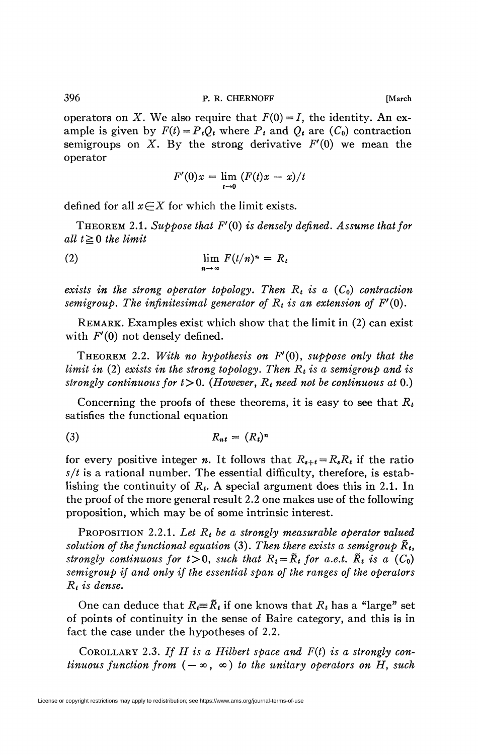operators on $X$. We also require that $F(0)=I$, the identity. An example is given by $F(t)=P_tQ_t$ where $P_t$ and $Q_t$ are $(C_0)$ contraction semigroups on $X$. By the strong derivative $F'(0)$ we mean the operator

$$F'(0)x = \lim_{t\to 0} (F(t)x - x)/t$$

defined for all $x \in X$ for which the limit exists.

THEOREM 2.1. *Suppose that $F'(0)$ is densely defined. Assume that for all $t \geq 0$ the limit*

$$\lim_{n\to\infty} F(t/n)^n = R_t \tag{2}$$

*exists in the strong operator topology. Then $R_t$ is a $(C_0)$ contraction semigroup. The infinitesimal generator of $R_t$ is an extension of $F'(0)$.*

REMARK. Examples exist which show that the limit in (2) can exist with $F'(0)$ not densely defined.

THEOREM 2.2. *With no hypothesis on $F'(0)$, suppose only that the limit in (2) exists in the strong topology. Then $R_t$ is a semigroup and is strongly continuous for $t>0$. (However, $R_t$ need not be continuous at 0.)*

Concerning the proofs of these theorems, it is easy to see that $R_t$ satisfies the functional equation

$$R_{nt} = (R_t)^n \tag{3}$$

for every positive integer $n$. It follows that $R_{s+t}=R_sR_t$ if the ratio $s/t$ is a rational number. The essential difficulty, therefore, is establishing the continuity of $R_t$. A special argument does this in 2.1. In the proof of the more general result 2.2 one makes use of the following proposition, which may be of some intrinsic interest.

PROPOSITION 2.2.1. *Let $R_t$ be a strongly measurable operator valued solution of the functional equation (3). Then there exists a semigroup $\tilde{R}_t$, strongly continuous for $t>0$, such that $R_t=\tilde{R}_t$ for a.e.t. $\tilde{R}_t$ is a $(C_0)$ semigroup if and only if the essential span of the ranges of the operators $R_t$ is dense.*

One can deduce that $R_t \equiv \tilde{R}_t$ if one knows that $R_t$ has a "large" set of points of continuity in the sense of Baire category, and this is in fact the case under the hypotheses of 2.2.

COROLLARY 2.3. *If $H$ is a Hilbert space and $F(t)$ is a strongly continuous function from $(-\infty, \infty)$ to the unitary operators on $H$, such*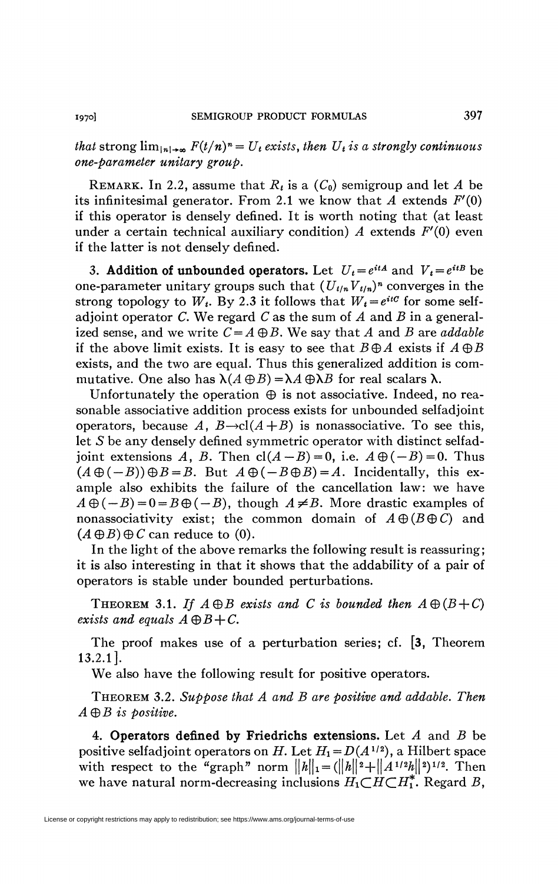*that* strong $\lim_{|n|\to\infty} F(t/n)^n = U_t$ *exists, then* $U_t$ *is a strongly continuous one-parameter unitary group.*

REMARK. In 2.2, assume that $R_t$ is a $(C_0)$ semigroup and let $A$ be its infinitesimal generator. From 2.1 we know that $A$ extends $F'(0)$ if this operator is densely defined. It is worth noting that (at least under a certain technical auxiliary condition) $A$ extends $F'(0)$ even if the latter is not densely defined.

**3. Addition of unbounded operators.** Let $U_t = e^{itA}$ and $V_t = e^{itB}$ be one-parameter unitary groups such that $(U_{t/n}V_{t/n})^n$ converges in the strong topology to $W_t$. By 2.3 it follows that $W_t = e^{itC}$ for some selfadjoint operator $C$. We regard $C$ as the sum of $A$ and $B$ in a generalized sense, and we write $C = A \oplus B$. We say that $A$ and $B$ are *addable* if the above limit exists. It is easy to see that $B \oplus A$ exists if $A \oplus B$ exists, and the two are equal. Thus this generalized addition is commutative. One also has $\lambda(A \oplus B) = \lambda A \oplus \lambda B$ for real scalars $\lambda$.

Unfortunately the operation $\oplus$ is not associative. Indeed, no reasonable associative addition process exists for unbounded selfadjoint operators, because $A, B \to \mathrm{cl}(A+B)$ is nonassociative. To see this, let $S$ be any densely defined symmetric operator with distinct selfadjoint extensions $A$, $B$. Then $\mathrm{cl}(A-B) = 0$, i.e. $A \oplus (-B) = 0$. Thus $(A \oplus (-B)) \oplus B = B$. But $A \oplus (-B \oplus B) = A$. Incidentally, this example also exhibits the failure of the cancellation law: we have $A \oplus (-B) = 0 = B \oplus (-B)$, though $A \neq B$. More drastic examples of nonassociativity exist; the common domain of $A \oplus (B \oplus C)$ and $(A \oplus B) \oplus C$ can reduce to $(0)$.

In the light of the above remarks the following result is reassuring; it is also interesting in that it shows that the addability of a pair of operators is stable under bounded perturbations.

THEOREM 3.1. *If* $A \oplus B$ *exists and* $C$ *is bounded then* $A \oplus (B + C)$ *exists and equals* $A \oplus B + C$.

The proof makes use of a perturbation series; cf. [3, Theorem 13.2.1].

We also have the following result for positive operators.

THEOREM 3.2. *Suppose that* $A$ *and* $B$ *are positive and addable. Then* $A \oplus B$ *is positive.*

**4. Operators defined by Friedrichs extensions.** Let $A$ and $B$ be positive selfadjoint operators on $H$. Let $H_1 = D(A^{1/2})$, a Hilbert space with respect to the "graph" norm $\|h\|_1 = (\|h\|^2 + \|A^{1/2}h\|^2)^{1/2}$. Then we have natural norm-decreasing inclusions $H_1 \subset H \subset H_1^*$. Regard $B$,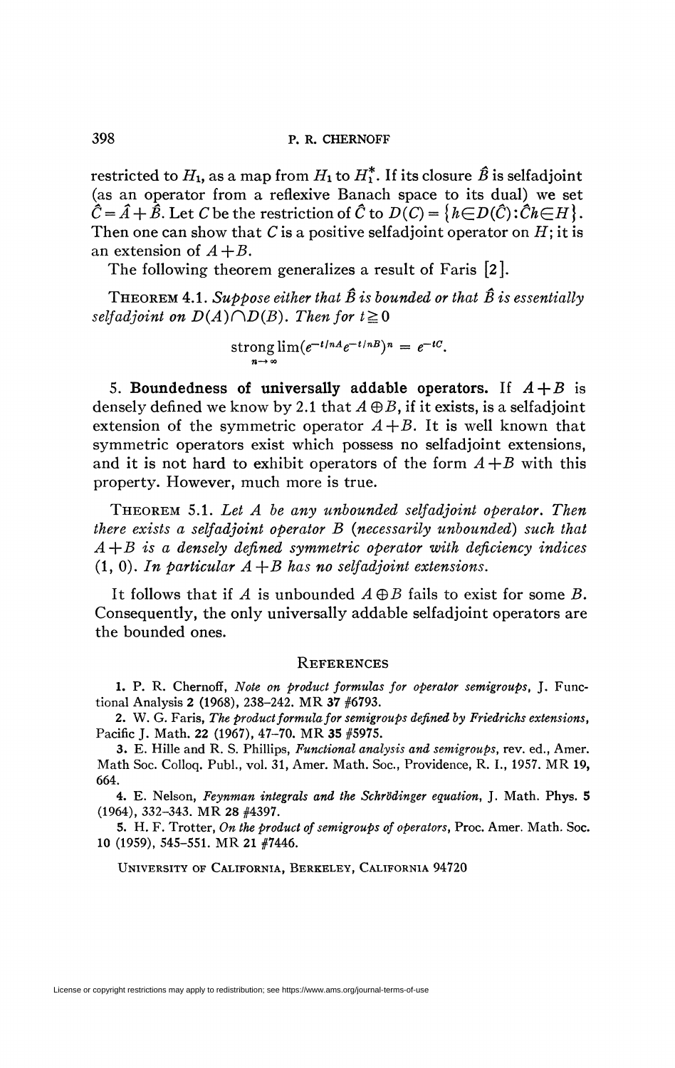restricted to $H_1$, as a map from $H_1$ to $H_1^*$. If its closure $\hat{B}$ is selfadjoint (as an operator from a reflexive Banach space to its dual) we set $\hat{C} = \hat{A} + \hat{B}$. Let $C$ be the restriction of $\hat{C}$ to $D(C) = \{h \in D(\hat{C}) : \hat{C}h \in H\}$. Then one can show that $C$ is a positive selfadjoint operator on $H$; it is an extension of $A + B$.

The following theorem generalizes a result of Faris [2].

THEOREM 4.1. *Suppose either that $\hat{B}$ is bounded or that $\hat{B}$ is essentially selfadjoint on $D(A) \cap D(B)$. Then for $t \geqq 0$*

$$\operatorname{strong}\lim_{n \to \infty} (e^{-t/nA} e^{-t/nB})^n = e^{-tC}.$$

5. **Boundedness of universally addable operators.** If $A + B$ is densely defined we know by 2.1 that $A \oplus B$, if it exists, is a selfadjoint extension of the symmetric operator $A + B$. It is well known that symmetric operators exist which possess no selfadjoint extensions, and it is not hard to exhibit operators of the form $A + B$ with this property. However, much more is true.

THEOREM 5.1. *Let $A$ be any unbounded selfadjoint operator. Then there exists a selfadjoint operator $B$ (necessarily unbounded) such that $A + B$ is a densely defined symmetric operator with deficiency indices $(1, 0)$. In particular $A + B$ has no selfadjoint extensions.*

It follows that if $A$ is unbounded $A \oplus B$ fails to exist for some $B$. Consequently, the only universally addable selfadjoint operators are the bounded ones.

## REFERENCES

1. P. R. Chernoff, *Note on product formulas for operator semigroups*, J. Functional Analysis **2** (1968), 238–242. MR **37** #6793.
2. W. G. Faris, *The product formula for semigroups defined by Friedrichs extensions*, Pacific J. Math. **22** (1967), 47–70. MR **35** #5975.
3. E. Hille and R. S. Phillips, *Functional analysis and semigroups*, rev. ed., Amer. Math Soc. Colloq. Publ., vol. 31, Amer. Math. Soc., Providence, R. I., 1957. MR **19**, 664.
4. E. Nelson, *Feynman integrals and the Schrödinger equation*, J. Math. Phys. **5** (1964), 332–343. MR **28** #4397.
5. H. F. Trotter, *On the product of semigroups of operators*, Proc. Amer. Math. Soc. **10** (1959), 545–551. MR **21** #7446.

UNIVERSITY OF CALIFORNIA, BERKELEY, CALIFORNIA 94720